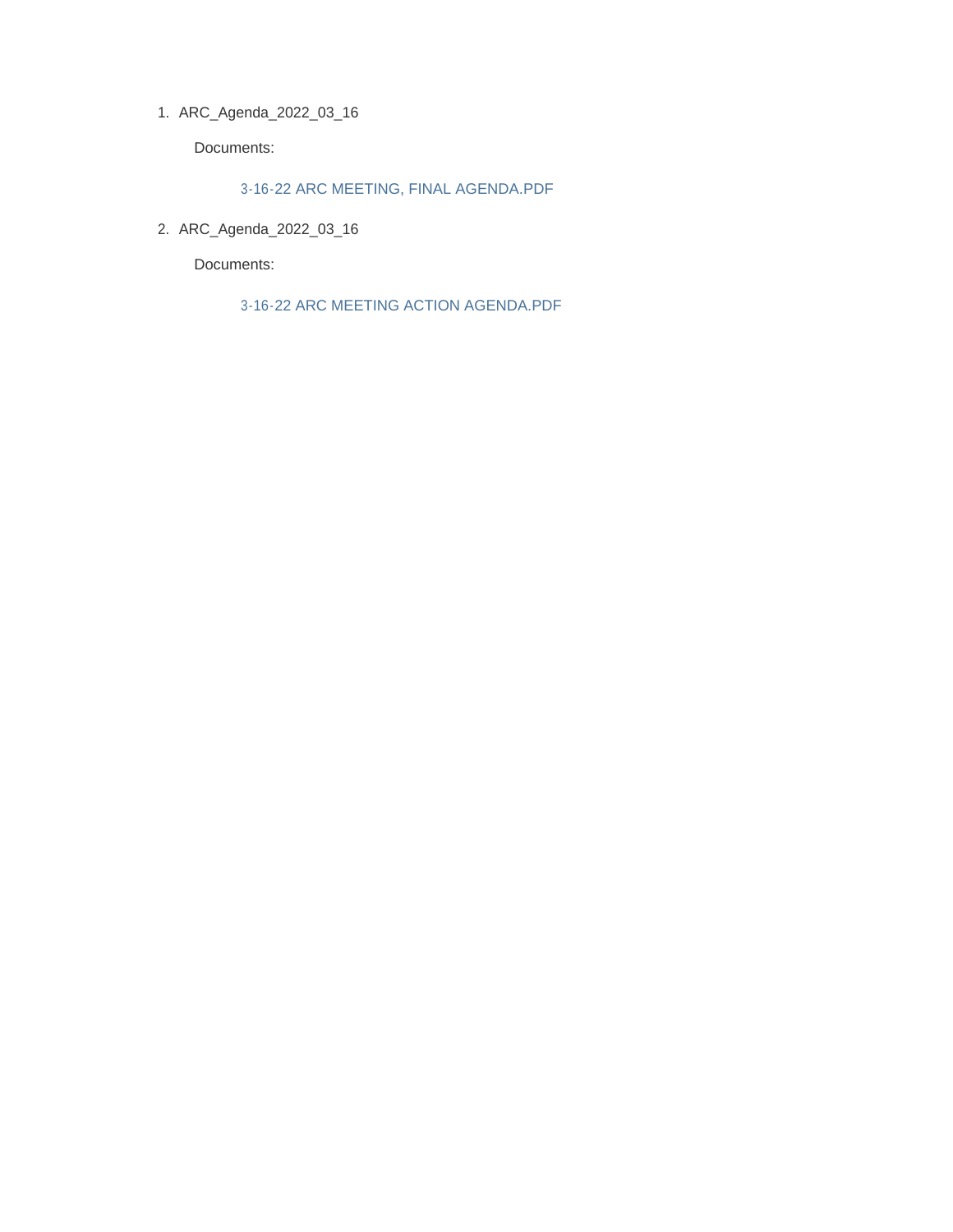1. ARC_Agenda_2022_03_16

   Documents:

   3-16-22 ARC MEETING, FINAL AGENDA.PDF

2. ARC_Agenda_2022_03_16

   Documents:

   3-16-22 ARC MEETING ACTION AGENDA.PDF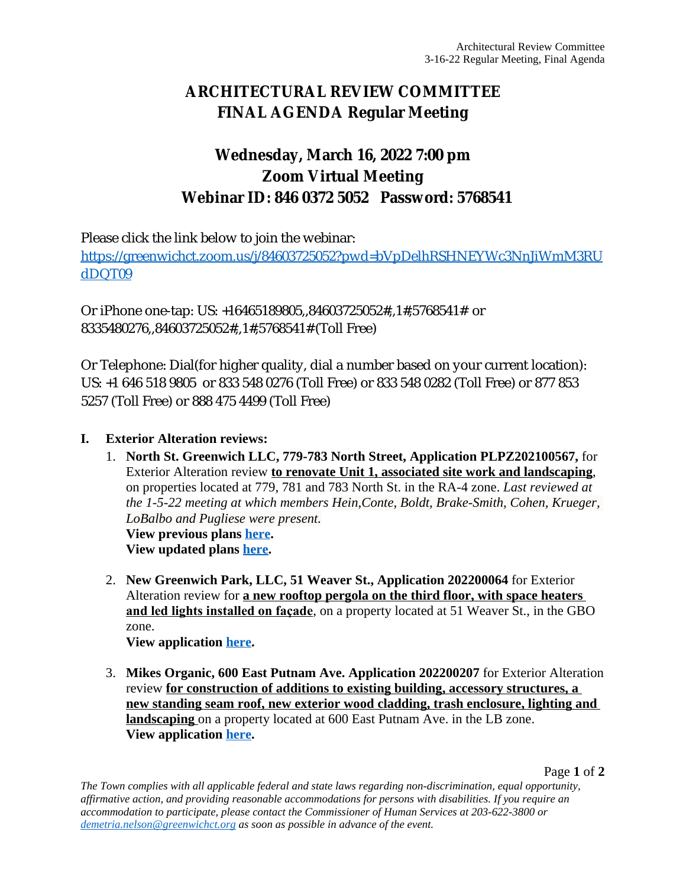# ARCHITECTURAL REVIEW COMMITTEE
# FINAL AGENDA Regular Meeting

## Wednesday, March 16, 2022 7:00 pm
## Zoom Virtual Meeting
## Webinar ID: 846 0372 5052 Password: 5768541

Please click the link below to join the webinar:
https://greenwichct.zoom.us/j/84603725052?pwd=bVpDelhRSHNEYWc3NnJiWmM3RUdDQT09

Or iPhone one-tap: US: +16465189805,,84603725052#,,1#,5768541# or 8335480276,,84603725052#,,1#,5768541# (Toll Free)

Or Telephone: Dial(for higher quality, dial a number based on your current location): US: +1 646 518 9805 or 833 548 0276 (Toll Free) or 833 548 0282 (Toll Free) or 877 853 5257 (Toll Free) or 888 475 4499 (Toll Free)

**I. Exterior Alteration reviews:**

1. **North St. Greenwich LLC, 779-783 North Street, Application PLPZ202100567,** for Exterior Alteration review **to renovate Unit 1, associated site work and landscaping**, on properties located at 779, 781 and 783 North St. in the RA-4 zone. *Last reviewed at the 1-5-22 meeting at which members Hein,Conte, Boldt, Brake-Smith, Cohen, Krueger, LoBalbo and Pugliese were present.*
   **View previous plans here.**
   **View updated plans here.**

2. **New Greenwich Park, LLC, 51 Weaver St., Application 202200064** for Exterior Alteration review for **a new rooftop pergola on the third floor, with space heaters and led lights installed on façade**, on a property located at 51 Weaver St., in the GBO zone.
   **View application here.**

3. **Mikes Organic, 600 East Putnam Ave. Application 202200207** for Exterior Alteration review **for construction of additions to existing building, accessory structures, a new standing seam roof, new exterior wood cladding, trash enclosure, lighting and landscaping** on a property located at 600 East Putnam Ave. in the LB zone.
   **View application here.**

*The Town complies with all applicable federal and state laws regarding non-discrimination, equal opportunity, affirmative action, and providing reasonable accommodations for persons with disabilities. If you require an accommodation to participate, please contact the Commissioner of Human Services at 203-622-3800 or demetria.nelson@greenwichct.org as soon as possible in advance of the event.*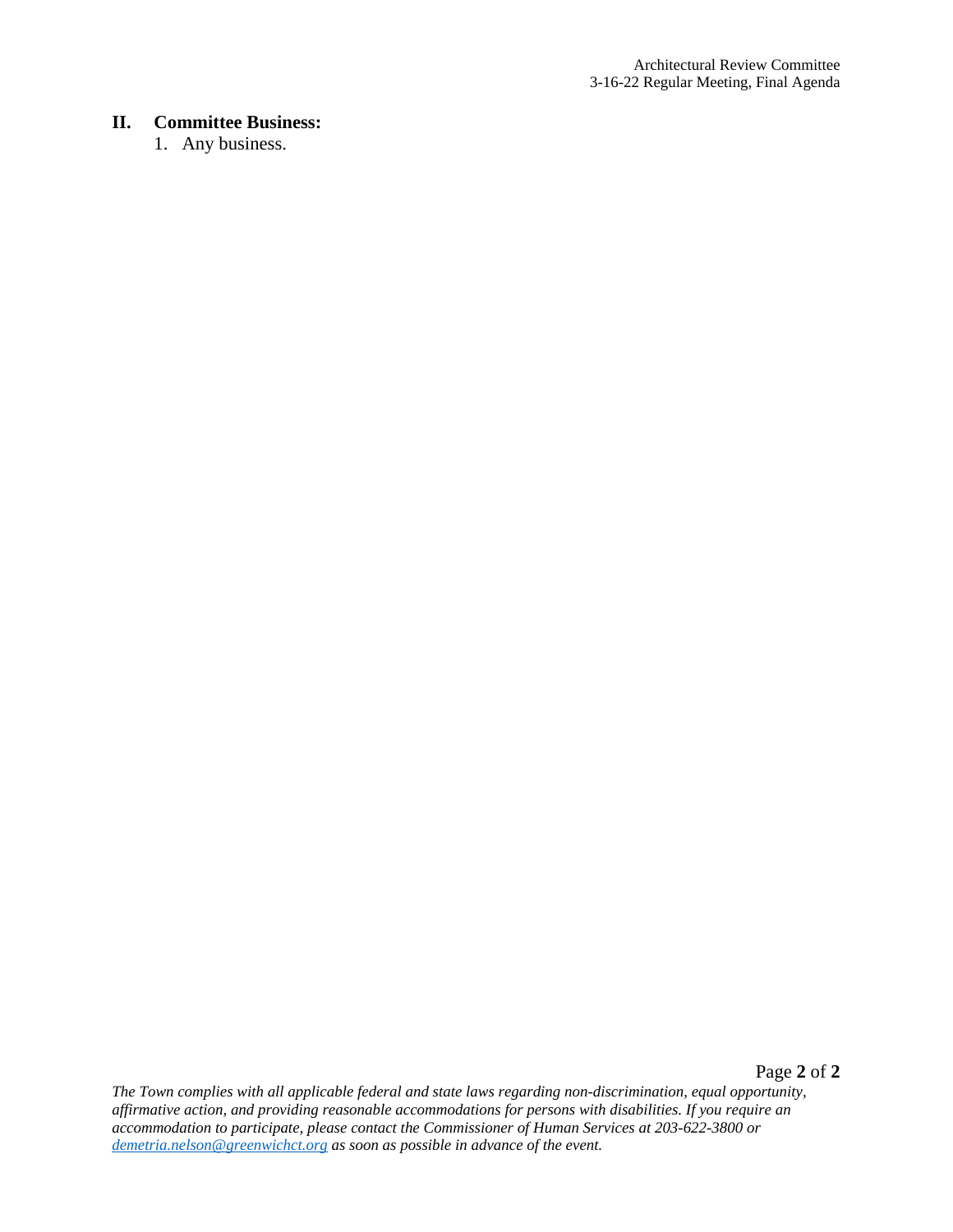## II. Committee Business:

1. Any business.

*The Town complies with all applicable federal and state laws regarding non-discrimination, equal opportunity, affirmative action, and providing reasonable accommodations for persons with disabilities. If you require an accommodation to participate, please contact the Commissioner of Human Services at 203-622-3800 or [demetria.nelson@greenwichct.org](mailto:demetria.nelson@greenwichct.org) as soon as possible in advance of the event.*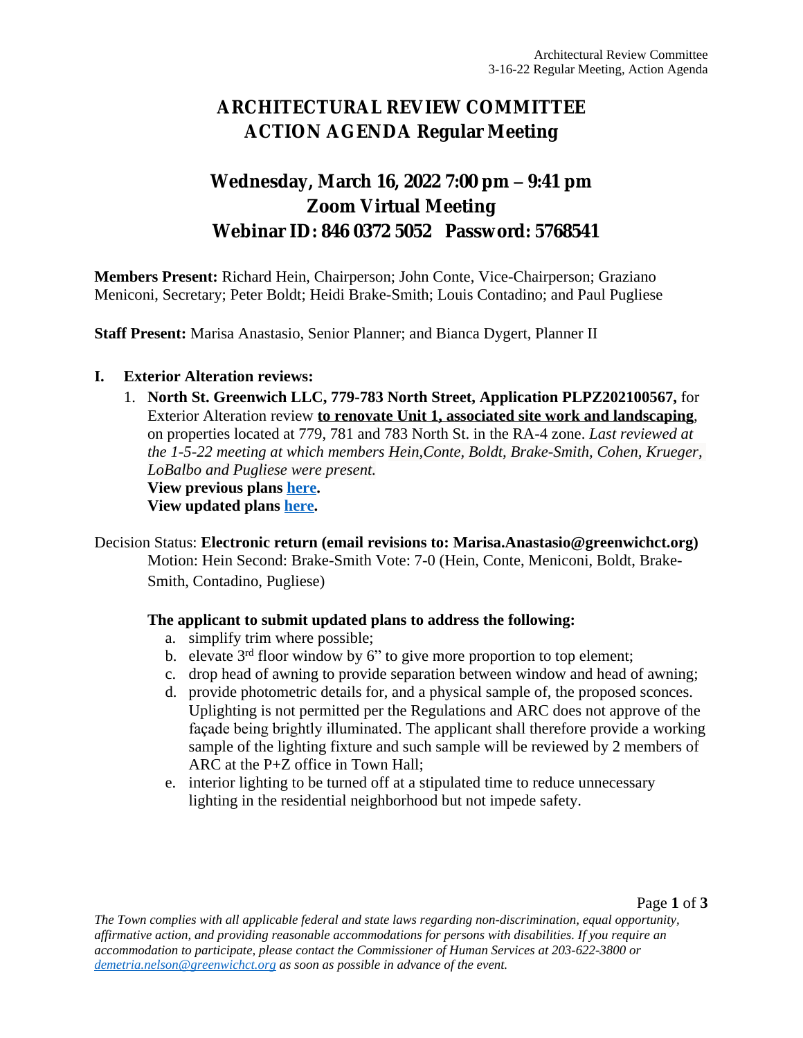# ARCHITECTURAL REVIEW COMMITTEE
# ACTION AGENDA Regular Meeting

## Wednesday, March 16, 2022 7:00 pm – 9:41 pm
## Zoom Virtual Meeting
## Webinar ID: 846 0372 5052 Password: 5768541

**Members Present:** Richard Hein, Chairperson; John Conte, Vice-Chairperson; Graziano Meniconi, Secretary; Peter Boldt; Heidi Brake-Smith; Louis Contadino; and Paul Pugliese

**Staff Present:** Marisa Anastasio, Senior Planner; and Bianca Dygert, Planner II

### I. Exterior Alteration reviews:

1. **North St. Greenwich LLC, 779-783 North Street, Application PLPZ202100567,** for Exterior Alteration review **to renovate Unit 1, associated site work and landscaping**, on properties located at 779, 781 and 783 North St. in the RA-4 zone. *Last reviewed at the 1-5-22 meeting at which members Hein,Conte, Boldt, Brake-Smith, Cohen, Krueger, LoBalbo and Pugliese were present.*
   **View previous plans here.**
   **View updated plans here.**

Decision Status: **Electronic return (email revisions to: Marisa.Anastasio@greenwichct.org)**
Motion: Hein Second: Brake-Smith Vote: 7-0 (Hein, Conte, Meniconi, Boldt, Brake-Smith, Contadino, Pugliese)

**The applicant to submit updated plans to address the following:**

a. simplify trim where possible;
b. elevate 3rd floor window by 6" to give more proportion to top element;
c. drop head of awning to provide separation between window and head of awning;
d. provide photometric details for, and a physical sample of, the proposed sconces. Uplighting is not permitted per the Regulations and ARC does not approve of the façade being brightly illuminated. The applicant shall therefore provide a working sample of the lighting fixture and such sample will be reviewed by 2 members of ARC at the P+Z office in Town Hall;
e. interior lighting to be turned off at a stipulated time to reduce unnecessary lighting in the residential neighborhood but not impede safety.

*The Town complies with all applicable federal and state laws regarding non-discrimination, equal opportunity, affirmative action, and providing reasonable accommodations for persons with disabilities. If you require an accommodation to participate, please contact the Commissioner of Human Services at 203-622-3800 or demetria.nelson@greenwichct.org as soon as possible in advance of the event.*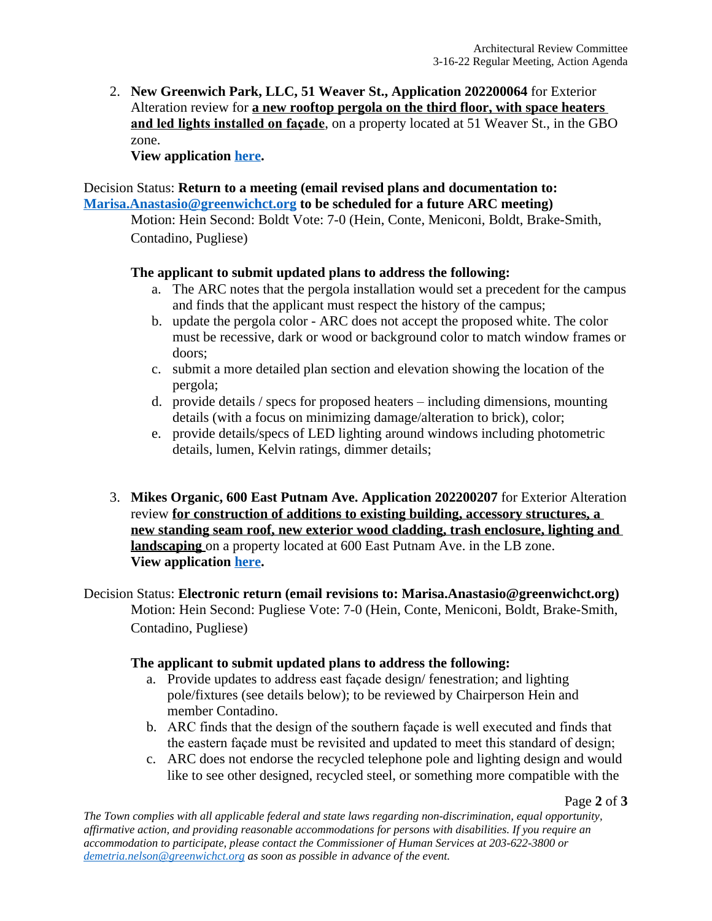2. **New Greenwich Park, LLC, 51 Weaver St., Application 202200064** for Exterior Alteration review for **a new rooftop pergola on the third floor, with space heaters and led lights installed on façade**, on a property located at 51 Weaver St., in the GBO zone.
   **View application here.**

Decision Status: **Return to a meeting (email revised plans and documentation to: Marisa.Anastasio@greenwichct.org to be scheduled for a future ARC meeting)**
Motion: Hein Second: Boldt Vote: 7-0 (Hein, Conte, Meniconi, Boldt, Brake-Smith, Contadino, Pugliese)

**The applicant to submit updated plans to address the following:**

a. The ARC notes that the pergola installation would set a precedent for the campus and finds that the applicant must respect the history of the campus;
b. update the pergola color - ARC does not accept the proposed white. The color must be recessive, dark or wood or background color to match window frames or doors;
c. submit a more detailed plan section and elevation showing the location of the pergola;
d. provide details / specs for proposed heaters – including dimensions, mounting details (with a focus on minimizing damage/alteration to brick), color;
e. provide details/specs of LED lighting around windows including photometric details, lumen, Kelvin ratings, dimmer details;

3. **Mikes Organic, 600 East Putnam Ave. Application 202200207** for Exterior Alteration review **for construction of additions to existing building, accessory structures, a new standing seam roof, new exterior wood cladding, trash enclosure, lighting and landscaping** on a property located at 600 East Putnam Ave. in the LB zone.
   **View application here.**

Decision Status: **Electronic return (email revisions to: Marisa.Anastasio@greenwichct.org)**
Motion: Hein Second: Pugliese Vote: 7-0 (Hein, Conte, Meniconi, Boldt, Brake-Smith, Contadino, Pugliese)

**The applicant to submit updated plans to address the following:**

a. Provide updates to address east façade design/ fenestration; and lighting pole/fixtures (see details below); to be reviewed by Chairperson Hein and member Contadino.
b. ARC finds that the design of the southern façade is well executed and finds that the eastern façade must be revisited and updated to meet this standard of design;
c. ARC does not endorse the recycled telephone pole and lighting design and would like to see other designed, recycled steel, or something more compatible with the

*The Town complies with all applicable federal and state laws regarding non-discrimination, equal opportunity, affirmative action, and providing reasonable accommodations for persons with disabilities. If you require an accommodation to participate, please contact the Commissioner of Human Services at 203-622-3800 or demetria.nelson@greenwichct.org as soon as possible in advance of the event.*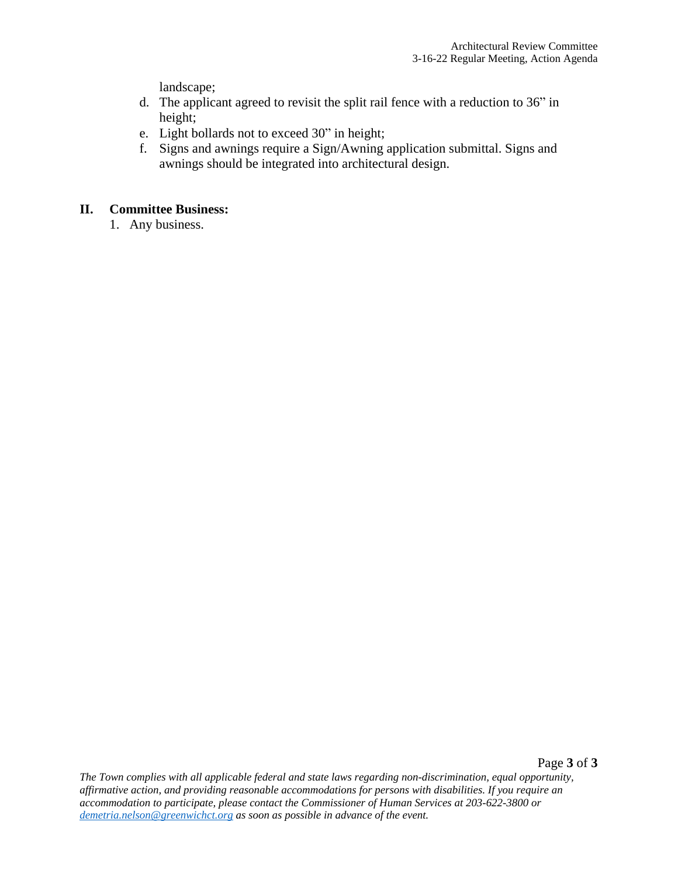landscape;

d. The applicant agreed to revisit the split rail fence with a reduction to 36” in height;
e. Light bollards not to exceed 30” in height;
f. Signs and awnings require a Sign/Awning application submittal. Signs and awnings should be integrated into architectural design.

## II. Committee Business:

1. Any business.

*The Town complies with all applicable federal and state laws regarding non-discrimination, equal opportunity, affirmative action, and providing reasonable accommodations for persons with disabilities. If you require an accommodation to participate, please contact the Commissioner of Human Services at 203-622-3800 or demetria.nelson@greenwichct.org as soon as possible in advance of the event.*